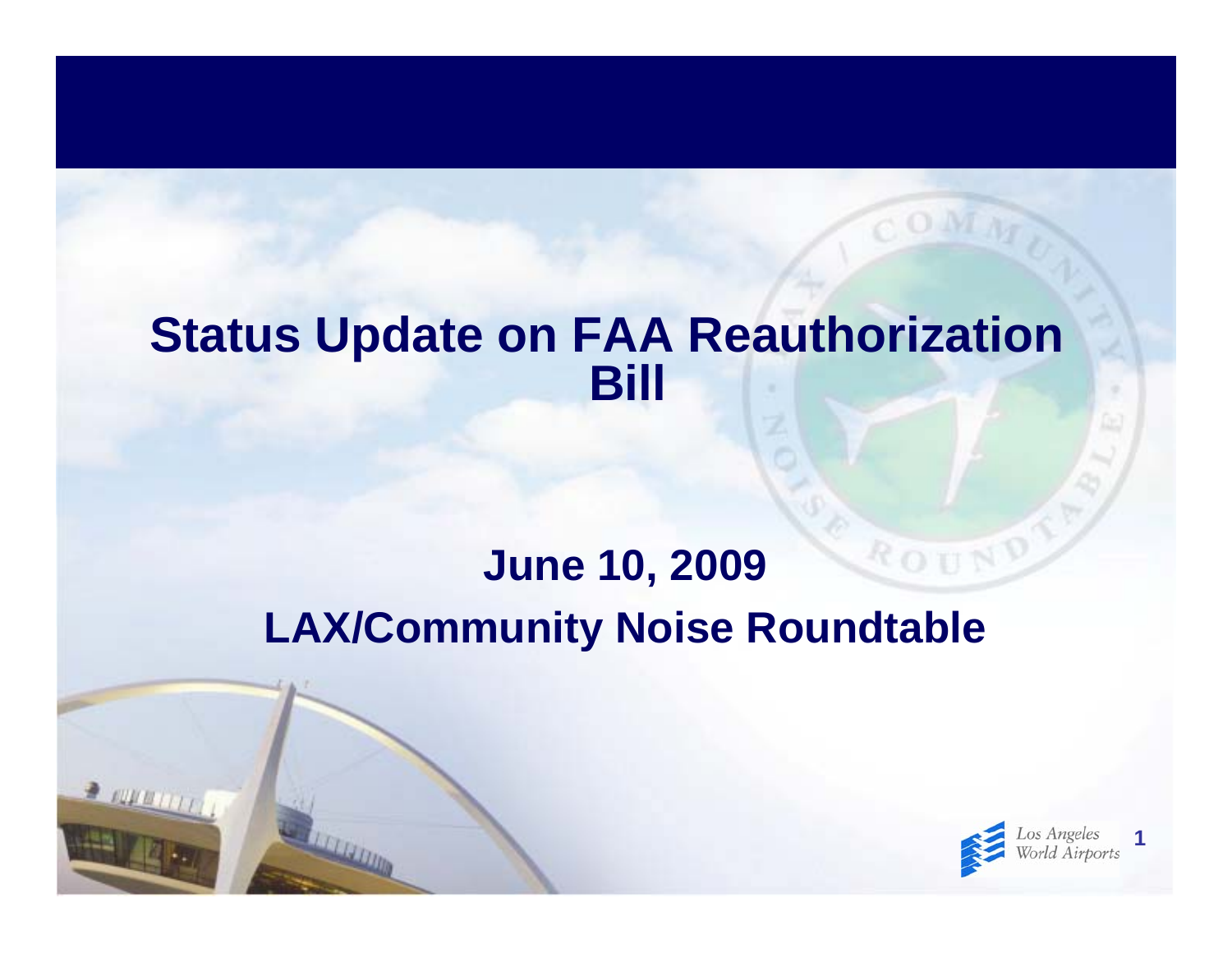# Status Update on FAA Reauthorization Bill

## June 10, 2009

## LAX/Community Noise Roundtable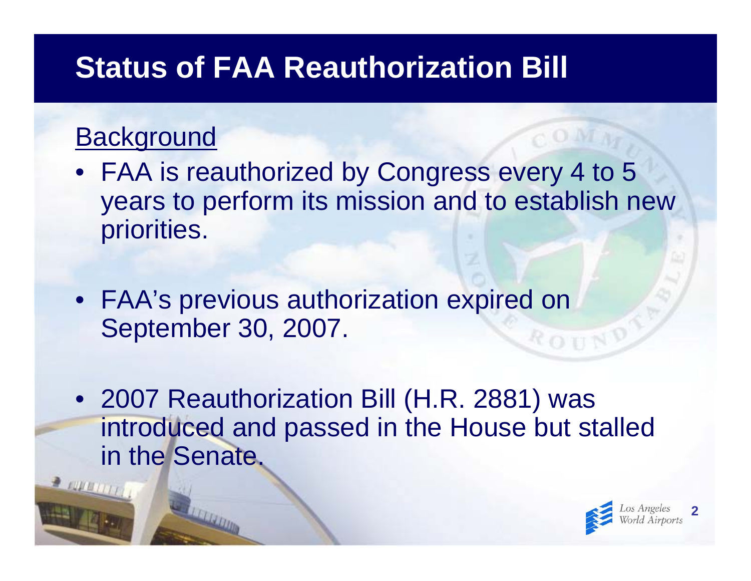# Status of FAA Reauthorization Bill

Background

- FAA is reauthorized by Congress every 4 to 5 years to perform its mission and to establish new priorities.
- FAA's previous authorization expired on September 30, 2007.
- 2007 Reauthorization Bill (H.R. 2881) was introduced and passed in the House but stalled in the Senate.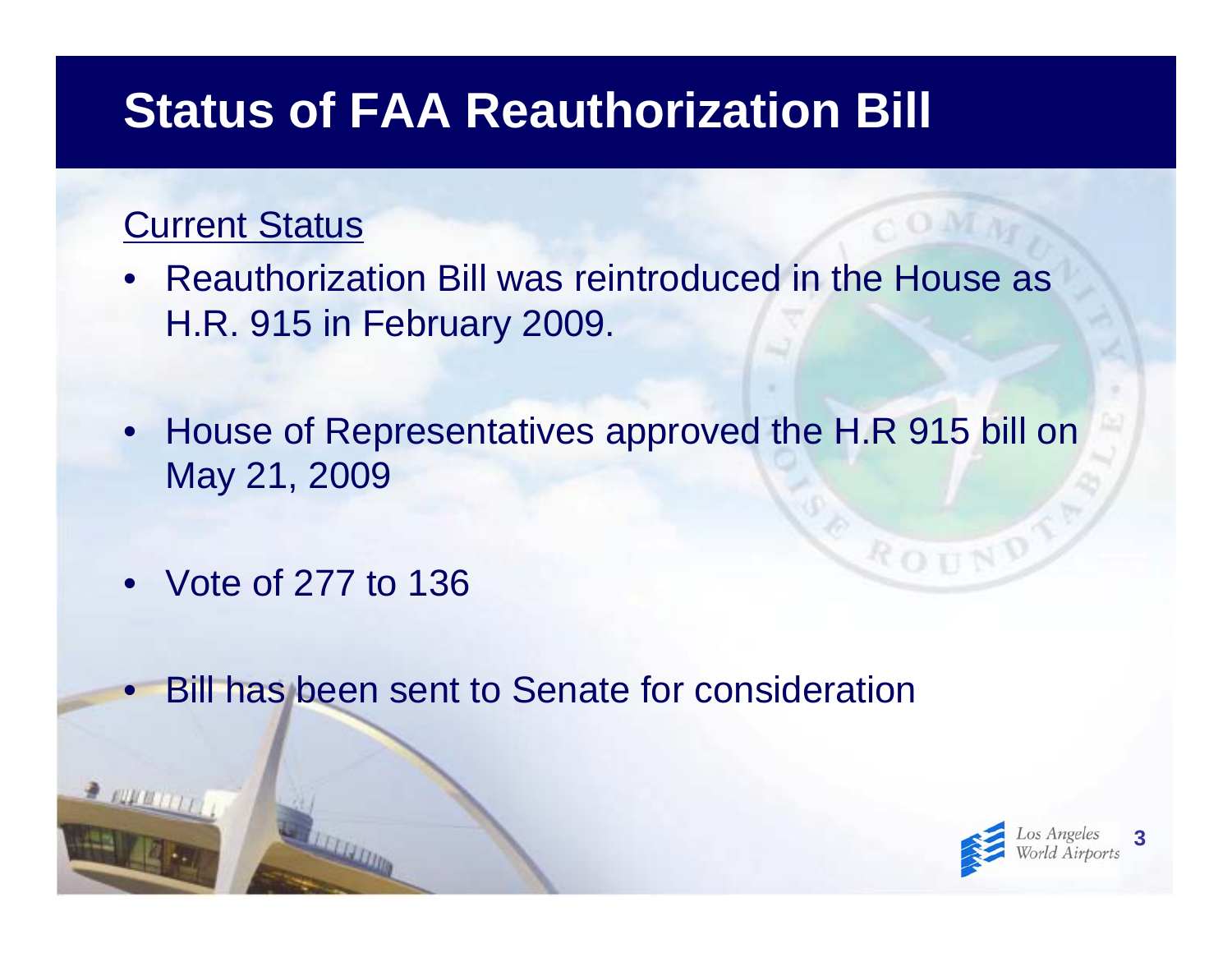# Status of FAA Reauthorization Bill

Current Status

- Reauthorization Bill was reintroduced in the House as H.R. 915 in February 2009.
- House of Representatives approved the H.R 915 bill on May 21, 2009
- Vote of 277 to 136
- Bill has been sent to Senate for consideration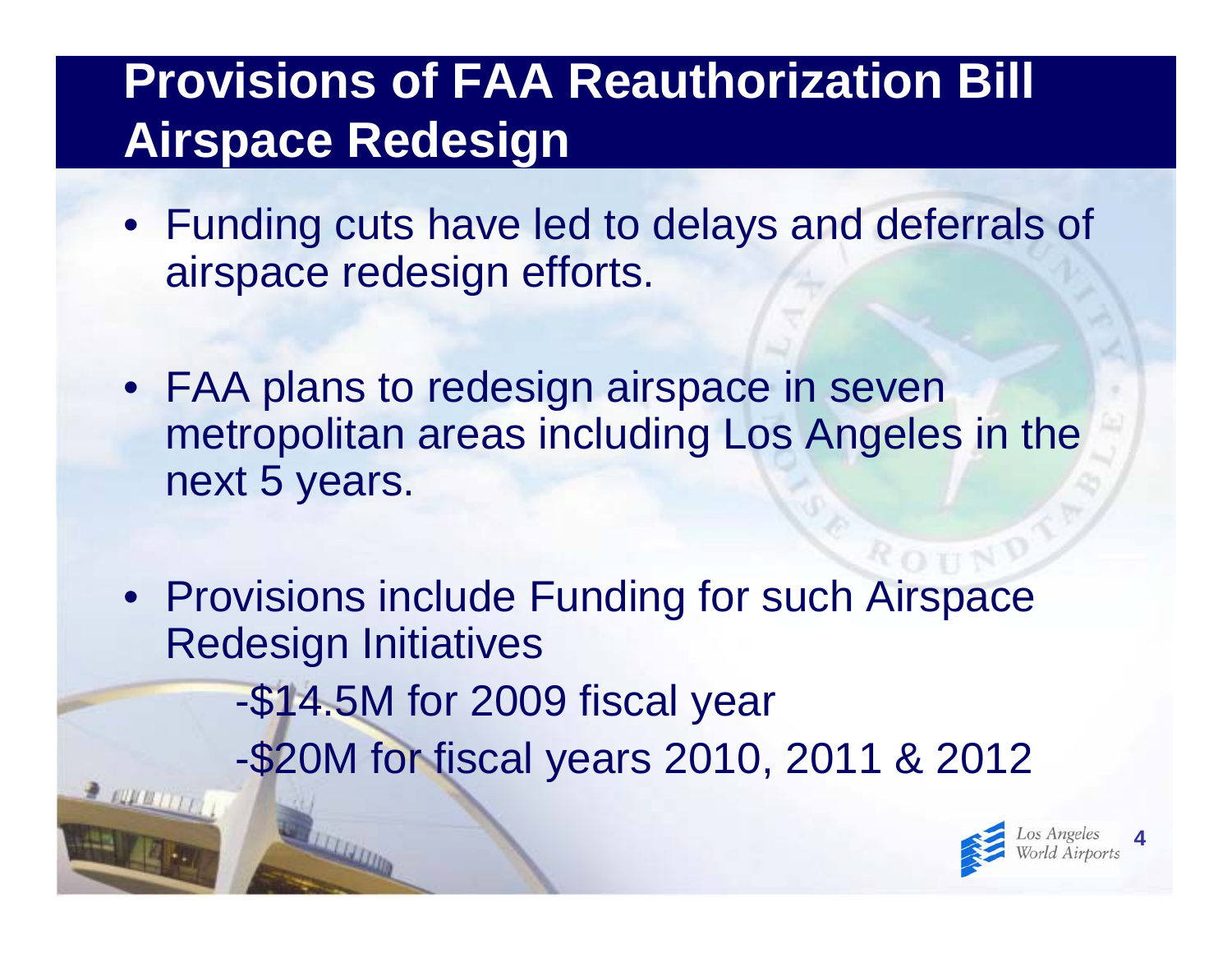# Provisions of FAA Reauthorization Bill Airspace Redesign

- Funding cuts have led to delays and deferrals of airspace redesign efforts.
- FAA plans to redesign airspace in seven metropolitan areas including Los Angeles in the next 5 years.
- Provisions include Funding for such Airspace Redesign Initiatives
  - -$14.5M for 2009 fiscal year
  - -$20M for fiscal years 2010, 2011 & 2012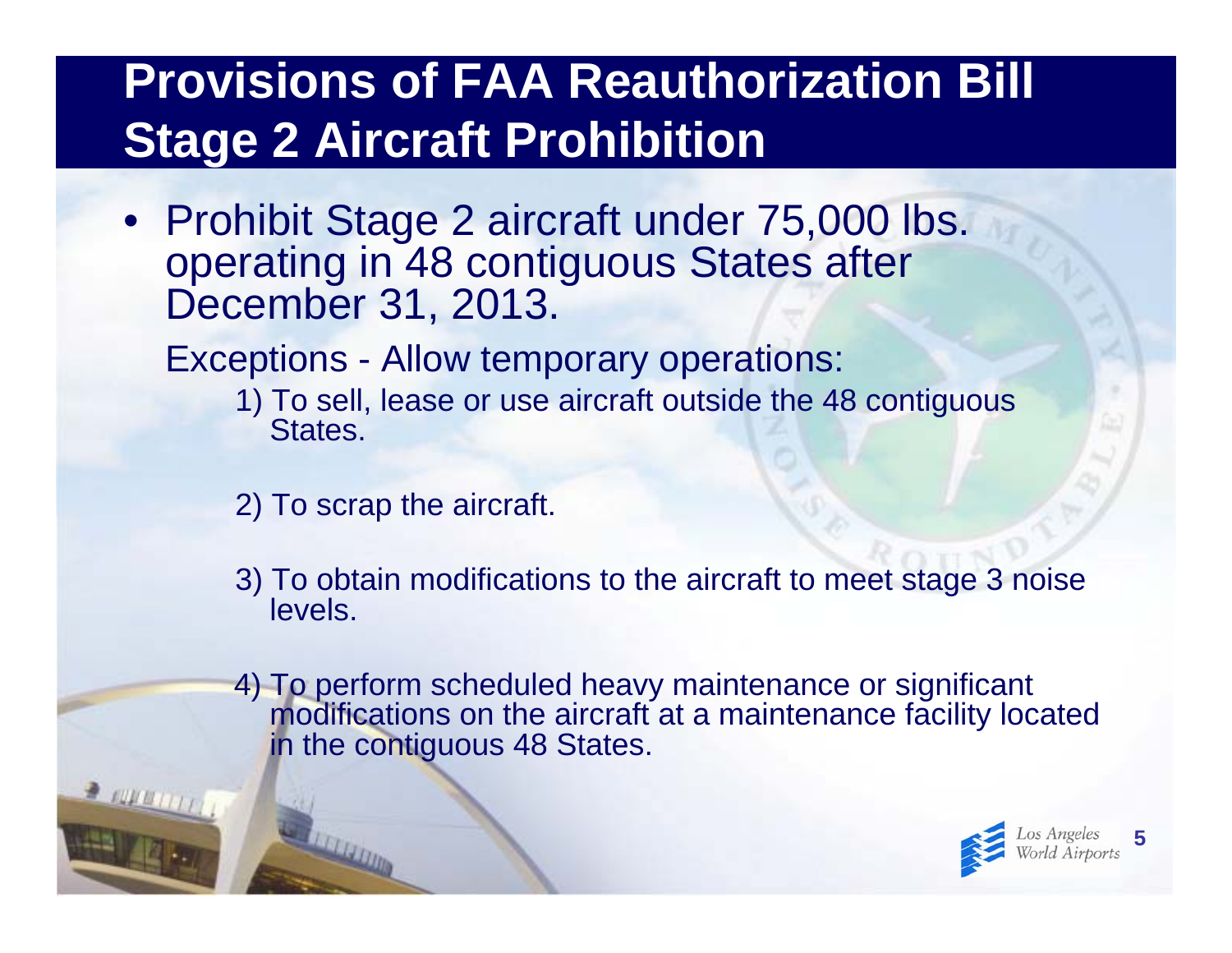# Provisions of FAA Reauthorization Bill Stage 2 Aircraft Prohibition

- Prohibit Stage 2 aircraft under 75,000 lbs. operating in 48 contiguous States after December 31, 2013.

  Exceptions - Allow temporary operations:

  1) To sell, lease or use aircraft outside the 48 contiguous States.

  2) To scrap the aircraft.

  3) To obtain modifications to the aircraft to meet stage 3 noise levels.

  4) To perform scheduled heavy maintenance or significant modifications on the aircraft at a maintenance facility located in the contiguous 48 States.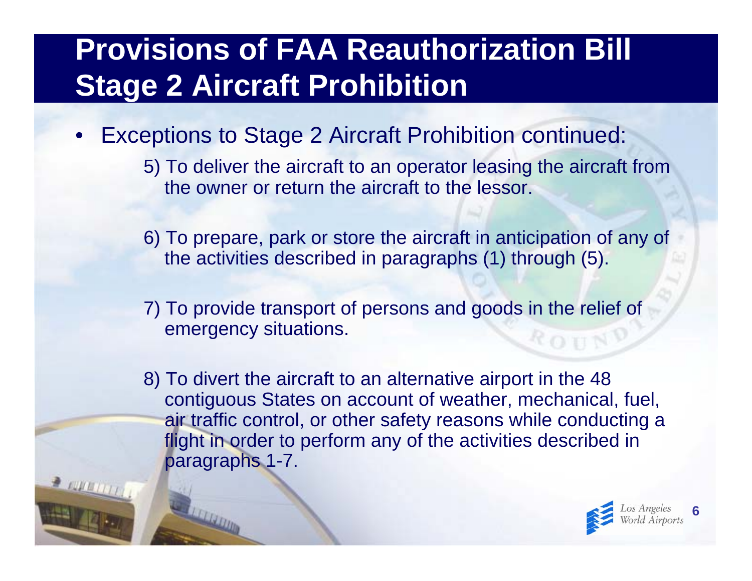# Provisions of FAA Reauthorization Bill Stage 2 Aircraft Prohibition

- Exceptions to Stage 2 Aircraft Prohibition continued:

  5) To deliver the aircraft to an operator leasing the aircraft from the owner or return the aircraft to the lessor.

  6) To prepare, park or store the aircraft in anticipation of any of the activities described in paragraphs (1) through (5).

  7) To provide transport of persons and goods in the relief of emergency situations.

  8) To divert the aircraft to an alternative airport in the 48 contiguous States on account of weather, mechanical, fuel, air traffic control, or other safety reasons while conducting a flight in order to perform any of the activities described in paragraphs 1-7.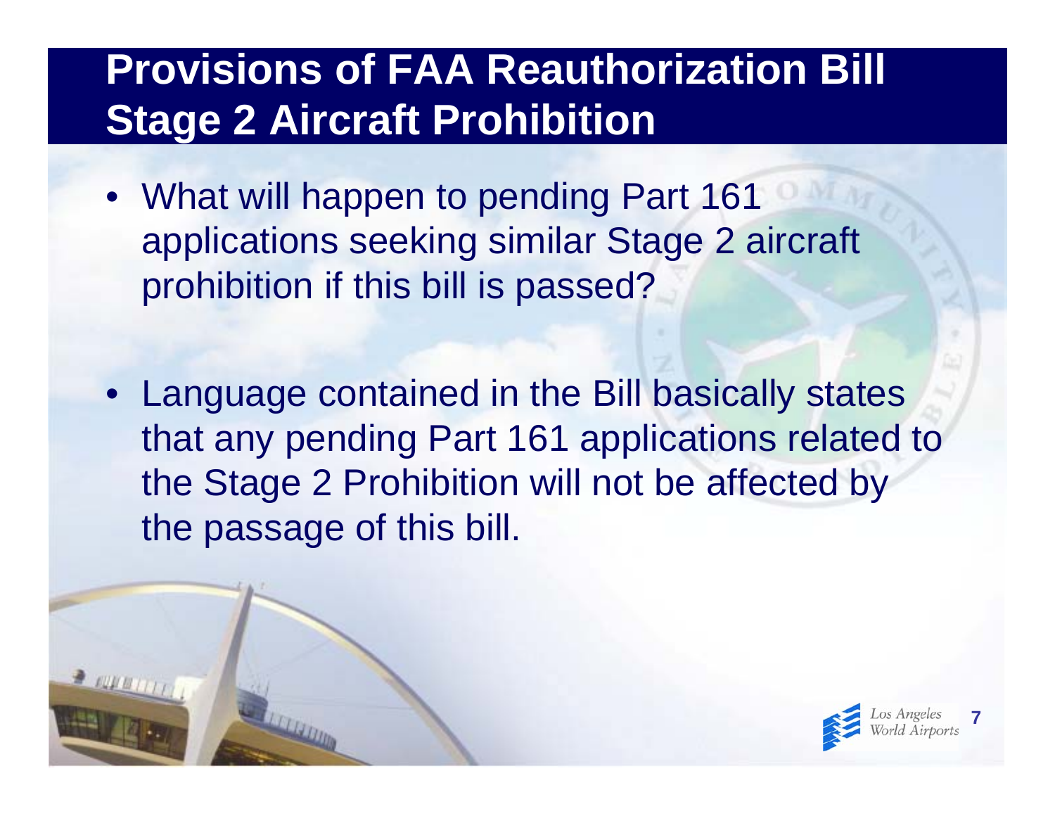# Provisions of FAA Reauthorization Bill Stage 2 Aircraft Prohibition

- What will happen to pending Part 161 applications seeking similar Stage 2 aircraft prohibition if this bill is passed?

- Language contained in the Bill basically states that any pending Part 161 applications related to the Stage 2 Prohibition will not be affected by the passage of this bill.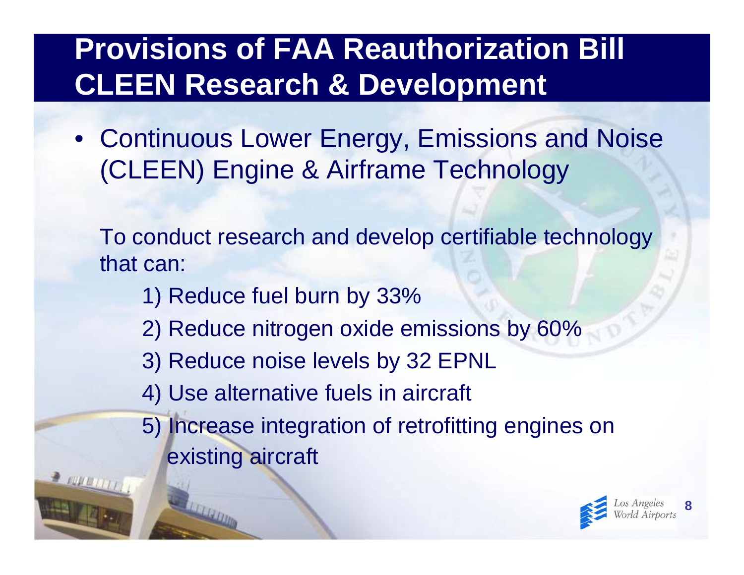# Provisions of FAA Reauthorization Bill CLEEN Research & Development

- Continuous Lower Energy, Emissions and Noise (CLEEN) Engine & Airframe Technology

  To conduct research and develop certifiable technology that can:

  1) Reduce fuel burn by 33%
  2) Reduce nitrogen oxide emissions by 60%
  3) Reduce noise levels by 32 EPNL
  4) Use alternative fuels in aircraft
  5) Increase integration of retrofitting engines on existing aircraft

Los Angeles World Airports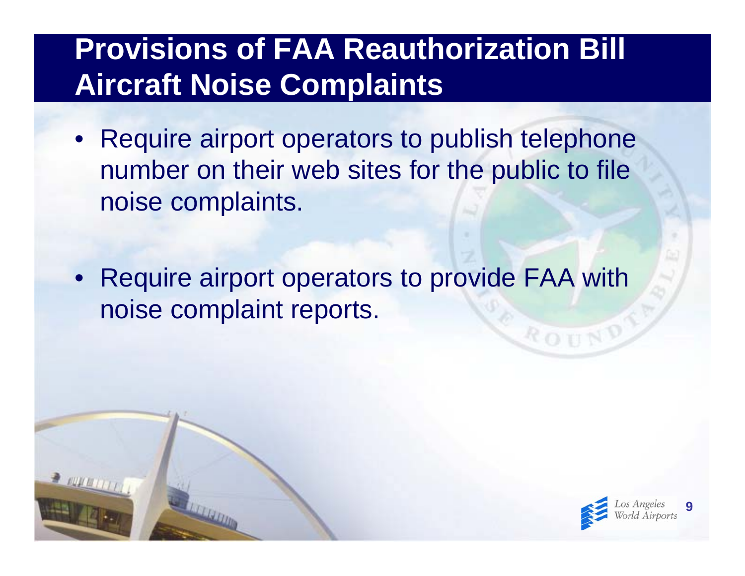# Provisions of FAA Reauthorization Bill Aircraft Noise Complaints

- Require airport operators to publish telephone number on their web sites for the public to file noise complaints.

- Require airport operators to provide FAA with noise complaint reports.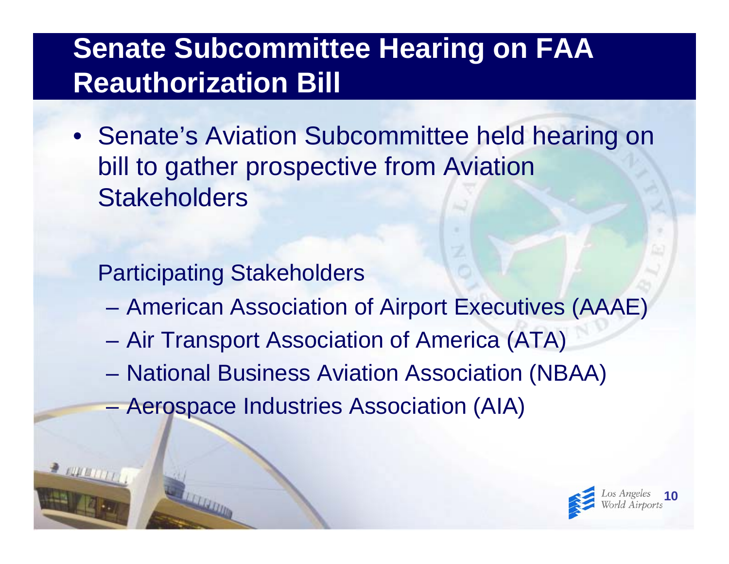# Senate Subcommittee Hearing on FAA Reauthorization Bill

- Senate's Aviation Subcommittee held hearing on bill to gather prospective from Aviation Stakeholders

  Participating Stakeholders

  - American Association of Airport Executives (AAAE)
  - Air Transport Association of America (ATA)
  - National Business Aviation Association (NBAA)
  - Aerospace Industries Association (AIA)